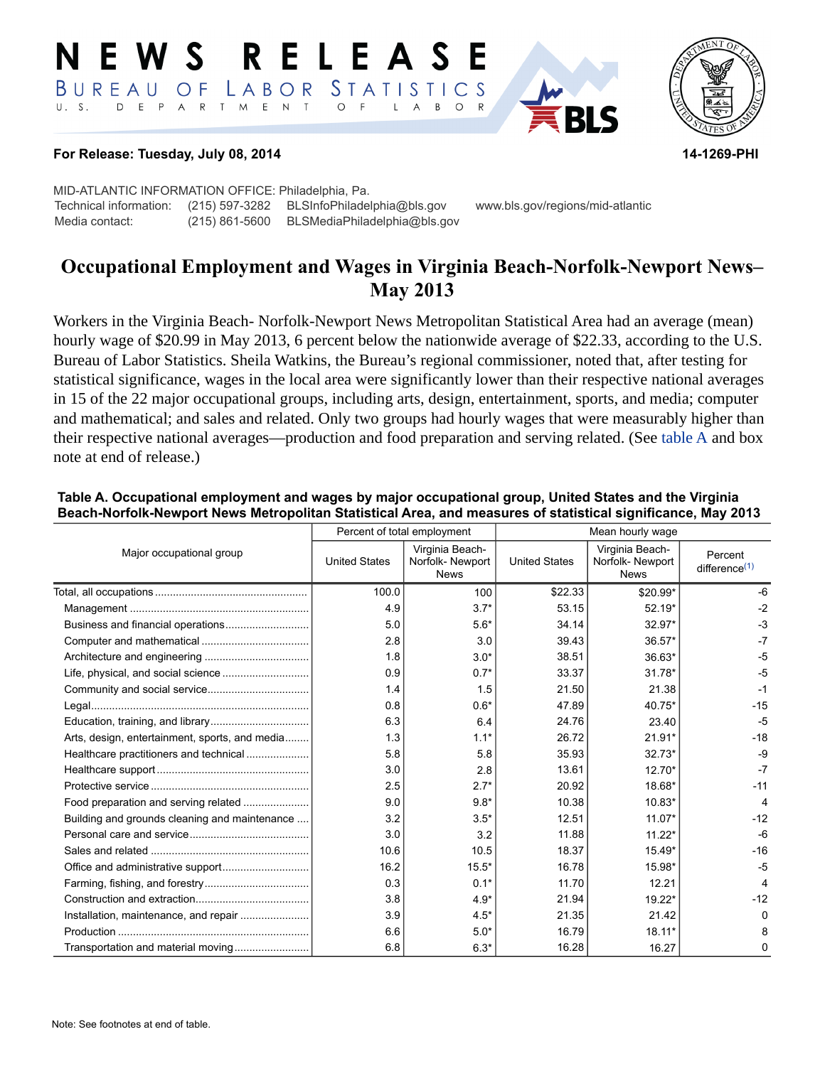# NEWS RELEASE

BUREAU OF LABOR STATISTICS

U. S. DEPARTMENT OF LABOR

**For Release: Tuesday, July 08, 2014** **14-1269-PHI**

MID-ATLANTIC INFORMATION OFFICE: Philadelphia, Pa.
Technical information: (215) 597-3282 BLSInfoPhiladelphia@bls.gov www.bls.gov/regions/mid-atlantic
Media contact: (215) 861-5600 BLSMediaPhiladelphia@bls.gov

## Occupational Employment and Wages in Virginia Beach-Norfolk-Newport News–May 2013

Workers in the Virginia Beach- Norfolk-Newport News Metropolitan Statistical Area had an average (mean) hourly wage of $20.99 in May 2013, 6 percent below the nationwide average of $22.33, according to the U.S. Bureau of Labor Statistics. Sheila Watkins, the Bureau's regional commissioner, noted that, after testing for statistical significance, wages in the local area were significantly lower than their respective national averages in 15 of the 22 major occupational groups, including arts, design, entertainment, sports, and media; computer and mathematical; and sales and related. Only two groups had hourly wages that were measurably higher than their respective national averages—production and food preparation and serving related. (See table A and box note at end of release.)

**Table A. Occupational employment and wages by major occupational group, United States and the Virginia Beach-Norfolk-Newport News Metropolitan Statistical Area, and measures of statistical significance, May 2013**

| Major occupational group | Percent of total employment | | Mean hourly wage | | |
|---|---|---|---|---|---|
| | United States | Virginia Beach-Norfolk- Newport News | United States | Virginia Beach-Norfolk- Newport News | Percent difference(1) |
| Total, all occupations | 100.0 | 100 | $22.33 | $20.99* | -6 |
| Management | 4.9 | 3.7* | 53.15 | 52.19* | -2 |
| Business and financial operations | 5.0 | 5.6* | 34.14 | 32.97* | -3 |
| Computer and mathematical | 2.8 | 3.0 | 39.43 | 36.57* | -7 |
| Architecture and engineering | 1.8 | 3.0* | 38.51 | 36.63* | -5 |
| Life, physical, and social science | 0.9 | 0.7* | 33.37 | 31.78* | -5 |
| Community and social service | 1.4 | 1.5 | 21.50 | 21.38 | -1 |
| Legal | 0.8 | 0.6* | 47.89 | 40.75* | -15 |
| Education, training, and library | 6.3 | 6.4 | 24.76 | 23.40 | -5 |
| Arts, design, entertainment, sports, and media | 1.3 | 1.1* | 26.72 | 21.91* | -18 |
| Healthcare practitioners and technical | 5.8 | 5.8 | 35.93 | 32.73* | -9 |
| Healthcare support | 3.0 | 2.8 | 13.61 | 12.70* | -7 |
| Protective service | 2.5 | 2.7* | 20.92 | 18.68* | -11 |
| Food preparation and serving related | 9.0 | 9.8* | 10.38 | 10.83* | 4 |
| Building and grounds cleaning and maintenance | 3.2 | 3.5* | 12.51 | 11.07* | -12 |
| Personal care and service | 3.0 | 3.2 | 11.88 | 11.22* | -6 |
| Sales and related | 10.6 | 10.5 | 18.37 | 15.49* | -16 |
| Office and administrative support | 16.2 | 15.5* | 16.78 | 15.98* | -5 |
| Farming, fishing, and forestry | 0.3 | 0.1* | 11.70 | 12.21 | 4 |
| Construction and extraction | 3.8 | 4.9* | 21.94 | 19.22* | -12 |
| Installation, maintenance, and repair | 3.9 | 4.5* | 21.35 | 21.42 | 0 |
| Production | 6.6 | 5.0* | 16.79 | 18.11* | 8 |
| Transportation and material moving | 6.8 | 6.3* | 16.28 | 16.27 | 0 |

Note: See footnotes at end of table.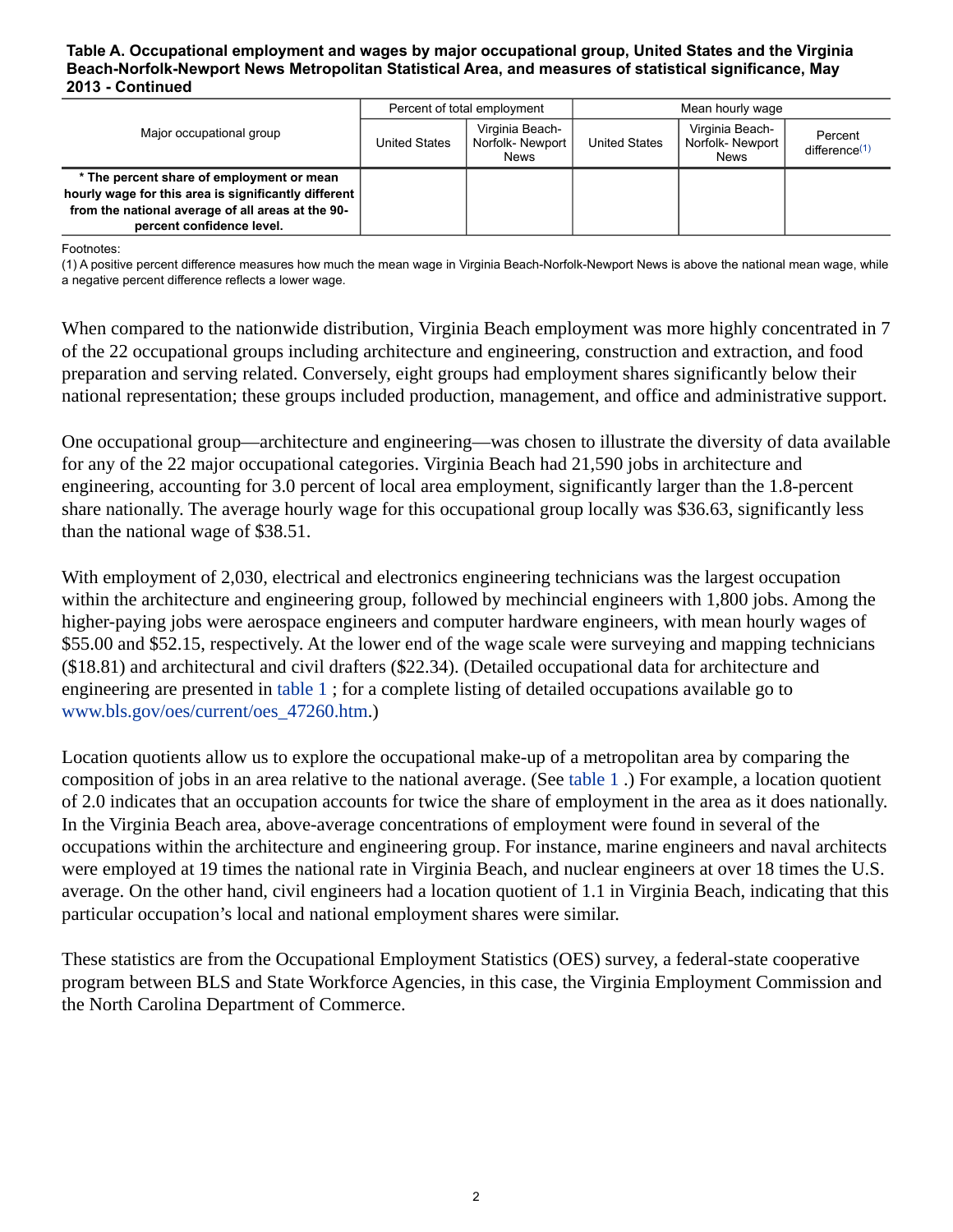**Table A. Occupational employment and wages by major occupational group, United States and the Virginia Beach-Norfolk-Newport News Metropolitan Statistical Area, and measures of statistical significance, May 2013 - Continued**

| Major occupational group | Percent of total employment | | Mean hourly wage | | |
|---|---|---|---|---|---|
| | United States | Virginia Beach-Norfolk- Newport News | United States | Virginia Beach-Norfolk- Newport News | Percent difference(1) |
| **\* The percent share of employment or mean hourly wage for this area is significantly different from the national average of all areas at the 90-percent confidence level.** | | | | | |

Footnotes:
(1) A positive percent difference measures how much the mean wage in Virginia Beach-Norfolk-Newport News is above the national mean wage, while a negative percent difference reflects a lower wage.

When compared to the nationwide distribution, Virginia Beach employment was more highly concentrated in 7 of the 22 occupational groups including architecture and engineering, construction and extraction, and food preparation and serving related. Conversely, eight groups had employment shares significantly below their national representation; these groups included production, management, and office and administrative support.

One occupational group—architecture and engineering—was chosen to illustrate the diversity of data available for any of the 22 major occupational categories. Virginia Beach had 21,590 jobs in architecture and engineering, accounting for 3.0 percent of local area employment, significantly larger than the 1.8-percent share nationally. The average hourly wage for this occupational group locally was $36.63, significantly less than the national wage of $38.51.

With employment of 2,030, electrical and electronics engineering technicians was the largest occupation within the architecture and engineering group, followed by mechincial engineers with 1,800 jobs. Among the higher-paying jobs were aerospace engineers and computer hardware engineers, with mean hourly wages of $55.00 and $52.15, respectively. At the lower end of the wage scale were surveying and mapping technicians ($18.81) and architectural and civil drafters ($22.34). (Detailed occupational data for architecture and engineering are presented in table 1 ; for a complete listing of detailed occupations available go to www.bls.gov/oes/current/oes_47260.htm.)

Location quotients allow us to explore the occupational make-up of a metropolitan area by comparing the composition of jobs in an area relative to the national average. (See table 1 .) For example, a location quotient of 2.0 indicates that an occupation accounts for twice the share of employment in the area as it does nationally. In the Virginia Beach area, above-average concentrations of employment were found in several of the occupations within the architecture and engineering group. For instance, marine engineers and naval architects were employed at 19 times the national rate in Virginia Beach, and nuclear engineers at over 18 times the U.S. average. On the other hand, civil engineers had a location quotient of 1.1 in Virginia Beach, indicating that this particular occupation's local and national employment shares were similar.

These statistics are from the Occupational Employment Statistics (OES) survey, a federal-state cooperative program between BLS and State Workforce Agencies, in this case, the Virginia Employment Commission and the North Carolina Department of Commerce.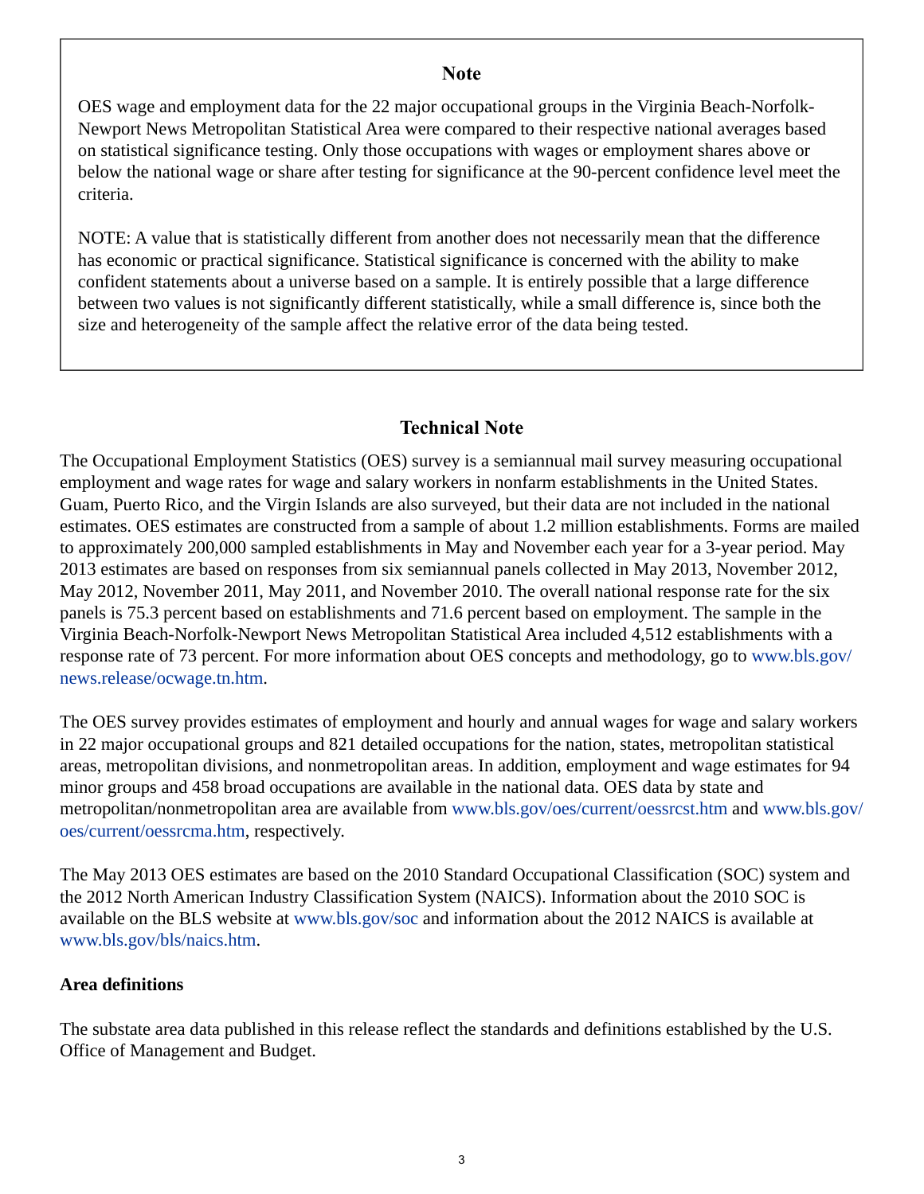## Note

OES wage and employment data for the 22 major occupational groups in the Virginia Beach-Norfolk-Newport News Metropolitan Statistical Area were compared to their respective national averages based on statistical significance testing. Only those occupations with wages or employment shares above or below the national wage or share after testing for significance at the 90-percent confidence level meet the criteria.

NOTE: A value that is statistically different from another does not necessarily mean that the difference has economic or practical significance. Statistical significance is concerned with the ability to make confident statements about a universe based on a sample. It is entirely possible that a large difference between two values is not significantly different statistically, while a small difference is, since both the size and heterogeneity of the sample affect the relative error of the data being tested.

## Technical Note

The Occupational Employment Statistics (OES) survey is a semiannual mail survey measuring occupational employment and wage rates for wage and salary workers in nonfarm establishments in the United States. Guam, Puerto Rico, and the Virgin Islands are also surveyed, but their data are not included in the national estimates. OES estimates are constructed from a sample of about 1.2 million establishments. Forms are mailed to approximately 200,000 sampled establishments in May and November each year for a 3-year period. May 2013 estimates are based on responses from six semiannual panels collected in May 2013, November 2012, May 2012, November 2011, May 2011, and November 2010. The overall national response rate for the six panels is 75.3 percent based on establishments and 71.6 percent based on employment. The sample in the Virginia Beach-Norfolk-Newport News Metropolitan Statistical Area included 4,512 establishments with a response rate of 73 percent. For more information about OES concepts and methodology, go to www.bls.gov/news.release/ocwage.tn.htm.

The OES survey provides estimates of employment and hourly and annual wages for wage and salary workers in 22 major occupational groups and 821 detailed occupations for the nation, states, metropolitan statistical areas, metropolitan divisions, and nonmetropolitan areas. In addition, employment and wage estimates for 94 minor groups and 458 broad occupations are available in the national data. OES data by state and metropolitan/nonmetropolitan area are available from www.bls.gov/oes/current/oessrcst.htm and www.bls.gov/oes/current/oessrcma.htm, respectively.

The May 2013 OES estimates are based on the 2010 Standard Occupational Classification (SOC) system and the 2012 North American Industry Classification System (NAICS). Information about the 2010 SOC is available on the BLS website at www.bls.gov/soc and information about the 2012 NAICS is available at www.bls.gov/bls/naics.htm.

### Area definitions

The substate area data published in this release reflect the standards and definitions established by the U.S. Office of Management and Budget.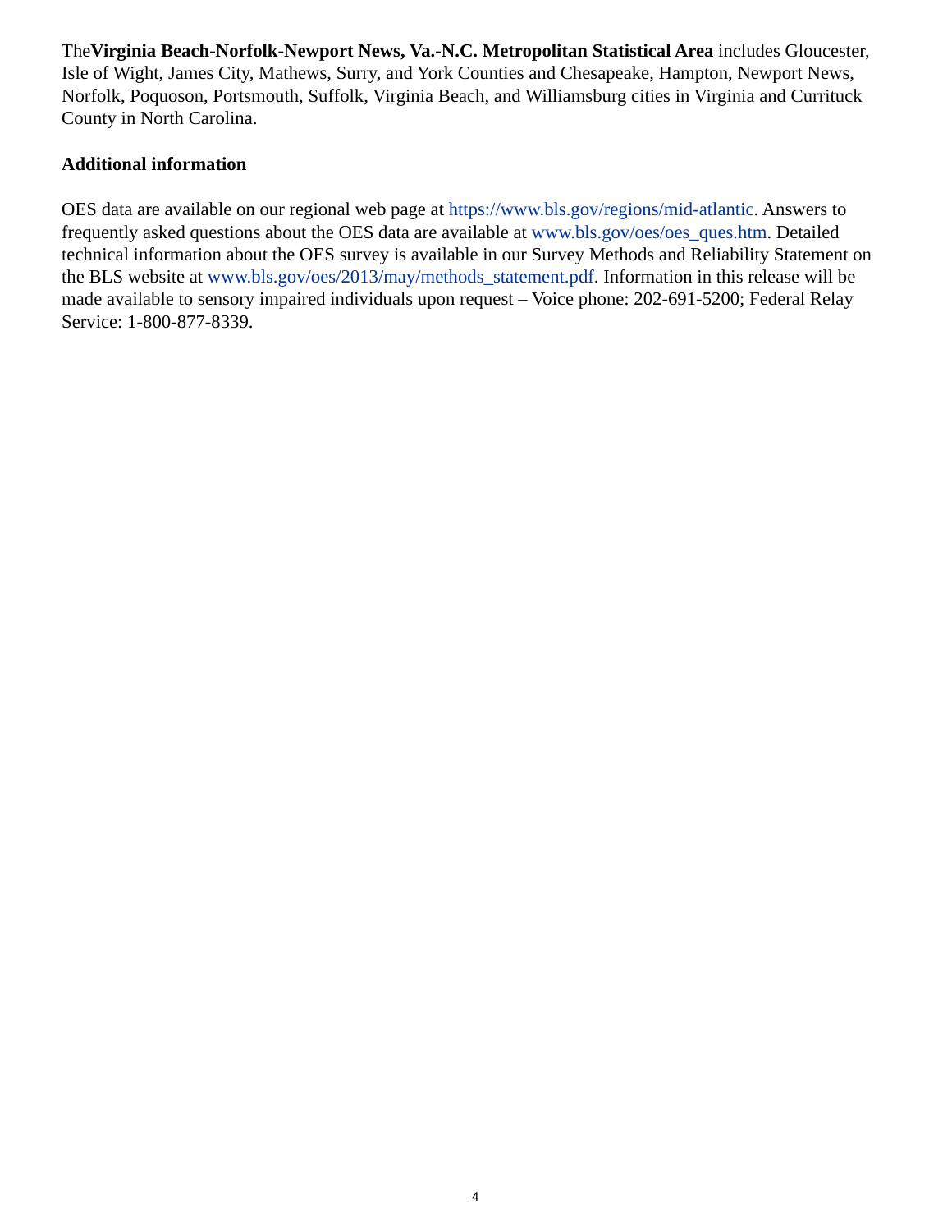The **Virginia Beach-Norfolk-Newport News, Va.-N.C. Metropolitan Statistical Area** includes Gloucester, Isle of Wight, James City, Mathews, Surry, and York Counties and Chesapeake, Hampton, Newport News, Norfolk, Poquoson, Portsmouth, Suffolk, Virginia Beach, and Williamsburg cities in Virginia and Currituck County in North Carolina.

**Additional information**

OES data are available on our regional web page at https://www.bls.gov/regions/mid-atlantic. Answers to frequently asked questions about the OES data are available at www.bls.gov/oes/oes_ques.htm. Detailed technical information about the OES survey is available in our Survey Methods and Reliability Statement on the BLS website at www.bls.gov/oes/2013/may/methods_statement.pdf. Information in this release will be made available to sensory impaired individuals upon request – Voice phone: 202-691-5200; Federal Relay Service: 1-800-877-8339.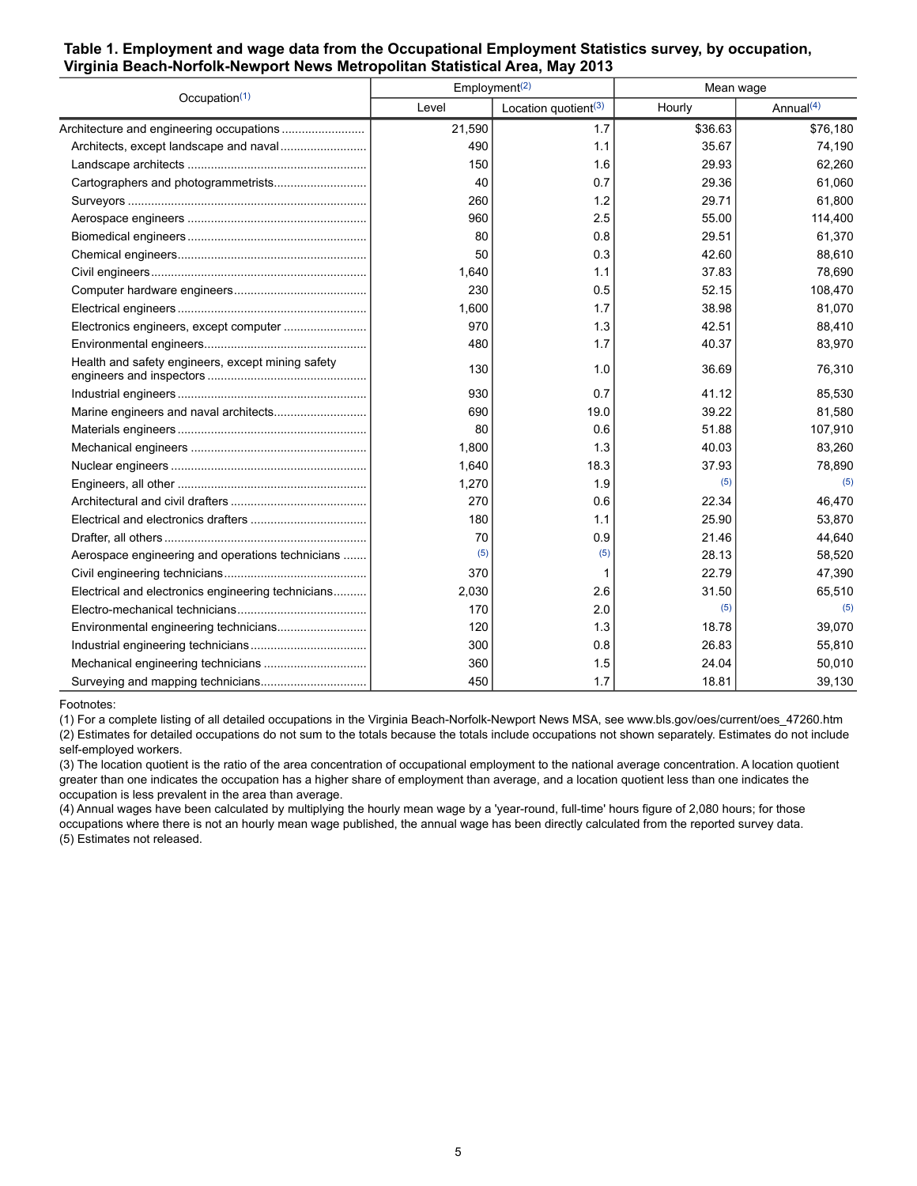**Table 1. Employment and wage data from the Occupational Employment Statistics survey, by occupation, Virginia Beach-Norfolk-Newport News Metropolitan Statistical Area, May 2013**

| Occupation[(1)] | Employment[(2)] | | Mean wage | |
|---|---|---|---|---|
| | Level | Location quotient[(3)] | Hourly | Annual[(4)] |
| Architecture and engineering occupations | 21,590 | 1.7 | $36.63 | $76,180 |
| Architects, except landscape and naval | 490 | 1.1 | 35.67 | 74,190 |
| Landscape architects | 150 | 1.6 | 29.93 | 62,260 |
| Cartographers and photogrammetrists | 40 | 0.7 | 29.36 | 61,060 |
| Surveyors | 260 | 1.2 | 29.71 | 61,800 |
| Aerospace engineers | 960 | 2.5 | 55.00 | 114,400 |
| Biomedical engineers | 80 | 0.8 | 29.51 | 61,370 |
| Chemical engineers | 50 | 0.3 | 42.60 | 88,610 |
| Civil engineers | 1,640 | 1.1 | 37.83 | 78,690 |
| Computer hardware engineers | 230 | 0.5 | 52.15 | 108,470 |
| Electrical engineers | 1,600 | 1.7 | 38.98 | 81,070 |
| Electronics engineers, except computer | 970 | 1.3 | 42.51 | 88,410 |
| Environmental engineers | 480 | 1.7 | 40.37 | 83,970 |
| Health and safety engineers, except mining safety engineers and inspectors | 130 | 1.0 | 36.69 | 76,310 |
| Industrial engineers | 930 | 0.7 | 41.12 | 85,530 |
| Marine engineers and naval architects | 690 | 19.0 | 39.22 | 81,580 |
| Materials engineers | 80 | 0.6 | 51.88 | 107,910 |
| Mechanical engineers | 1,800 | 1.3 | 40.03 | 83,260 |
| Nuclear engineers | 1,640 | 18.3 | 37.93 | 78,890 |
| Engineers, all other | 1,270 | 1.9 | (5) | (5) |
| Architectural and civil drafters | 270 | 0.6 | 22.34 | 46,470 |
| Electrical and electronics drafters | 180 | 1.1 | 25.90 | 53,870 |
| Drafter, all others | 70 | 0.9 | 21.46 | 44,640 |
| Aerospace engineering and operations technicians | (5) | (5) | 28.13 | 58,520 |
| Civil engineering technicians | 370 | 1 | 22.79 | 47,390 |
| Electrical and electronics engineering technicians | 2,030 | 2.6 | 31.50 | 65,510 |
| Electro-mechanical technicians | 170 | 2.0 | (5) | (5) |
| Environmental engineering technicians | 120 | 1.3 | 18.78 | 39,070 |
| Industrial engineering technicians | 300 | 0.8 | 26.83 | 55,810 |
| Mechanical engineering technicians | 360 | 1.5 | 24.04 | 50,010 |
| Surveying and mapping technicians | 450 | 1.7 | 18.81 | 39,130 |

Footnotes:
(1) For a complete listing of all detailed occupations in the Virginia Beach-Norfolk-Newport News MSA, see www.bls.gov/oes/current/oes_47260.htm
(2) Estimates for detailed occupations do not sum to the totals because the totals include occupations not shown separately. Estimates do not include self-employed workers.
(3) The location quotient is the ratio of the area concentration of occupational employment to the national average concentration. A location quotient greater than one indicates the occupation has a higher share of employment than average, and a location quotient less than one indicates the occupation is less prevalent in the area than average.
(4) Annual wages have been calculated by multiplying the hourly mean wage by a 'year-round, full-time' hours figure of 2,080 hours; for those occupations where there is not an hourly mean wage published, the annual wage has been directly calculated from the reported survey data.
(5) Estimates not released.